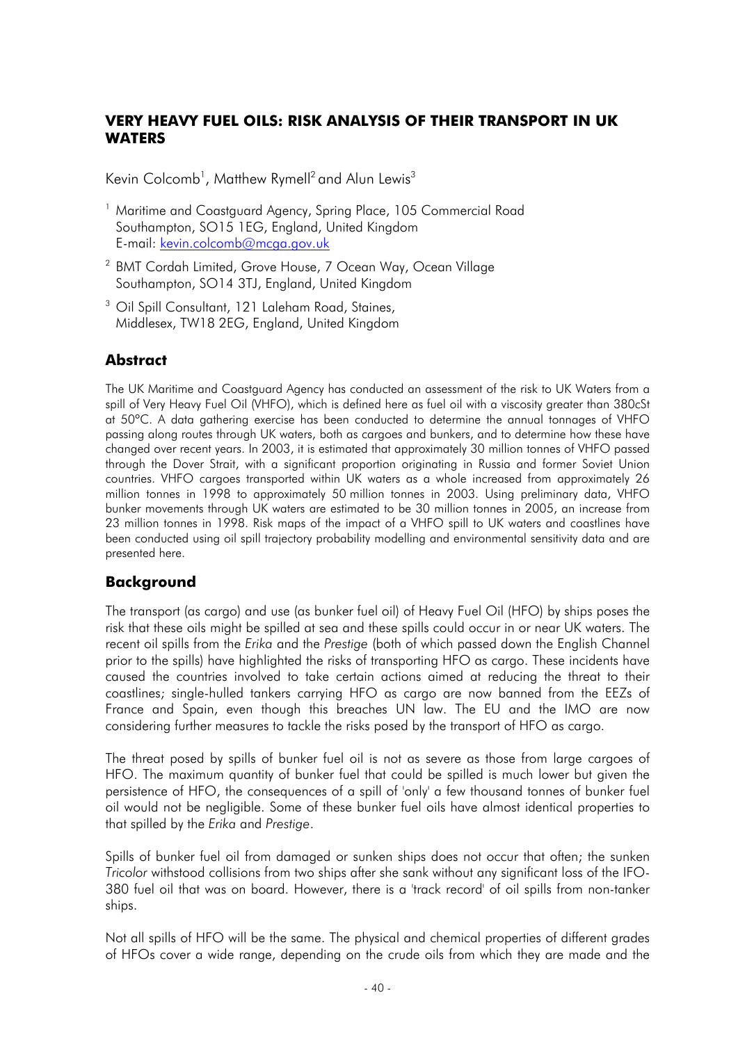# VERY HEAVY FUEL OILS: RISK ANALYSIS OF THEIR TRANSPORT IN UK WATERS

Kevin Colcomb[1], Matthew Rymell[2] and Alun Lewis[3]

[1] Maritime and Coastguard Agency, Spring Place, 105 Commercial Road Southampton, SO15 1EG, England, United Kingdom  
E-mail: kevin.colcomb@mcga.gov.uk

[2] BMT Cordah Limited, Grove House, 7 Ocean Way, Ocean Village Southampton, SO14 3TJ, England, United Kingdom

[3] Oil Spill Consultant, 121 Laleham Road, Staines, Middlesex, TW18 2EG, England, United Kingdom

## Abstract

The UK Maritime and Coastguard Agency has conducted an assessment of the risk to UK Waters from a spill of Very Heavy Fuel Oil (VHFO), which is defined here as fuel oil with a viscosity greater than 380cSt at 50°C. A data gathering exercise has been conducted to determine the annual tonnages of VHFO passing along routes through UK waters, both as cargoes and bunkers, and to determine how these have changed over recent years. In 2003, it is estimated that approximately 30 million tonnes of VHFO passed through the Dover Strait, with a significant proportion originating in Russia and former Soviet Union countries. VHFO cargoes transported within UK waters as a whole increased from approximately 26 million tonnes in 1998 to approximately 50 million tonnes in 2003. Using preliminary data, VHFO bunker movements through UK waters are estimated to be 30 million tonnes in 2005, an increase from 23 million tonnes in 1998. Risk maps of the impact of a VHFO spill to UK waters and coastlines have been conducted using oil spill trajectory probability modelling and environmental sensitivity data and are presented here.

## Background

The transport (as cargo) and use (as bunker fuel oil) of Heavy Fuel Oil (HFO) by ships poses the risk that these oils might be spilled at sea and these spills could occur in or near UK waters. The recent oil spills from the *Erika* and the *Prestige* (both of which passed down the English Channel prior to the spills) have highlighted the risks of transporting HFO as cargo. These incidents have caused the countries involved to take certain actions aimed at reducing the threat to their coastlines; single-hulled tankers carrying HFO as cargo are now banned from the EEZs of France and Spain, even though this breaches UN law. The EU and the IMO are now considering further measures to tackle the risks posed by the transport of HFO as cargo.

The threat posed by spills of bunker fuel oil is not as severe as those from large cargoes of HFO. The maximum quantity of bunker fuel that could be spilled is much lower but given the persistence of HFO, the consequences of a spill of 'only' a few thousand tonnes of bunker fuel oil would not be negligible. Some of these bunker fuel oils have almost identical properties to that spilled by the *Erika* and *Prestige*.

Spills of bunker fuel oil from damaged or sunken ships does not occur that often; the sunken *Tricolor* withstood collisions from two ships after she sank without any significant loss of the IFO-380 fuel oil that was on board. However, there is a 'track record' of oil spills from non-tanker ships.

Not all spills of HFO will be the same. The physical and chemical properties of different grades of HFOs cover a wide range, depending on the crude oils from which they are made and the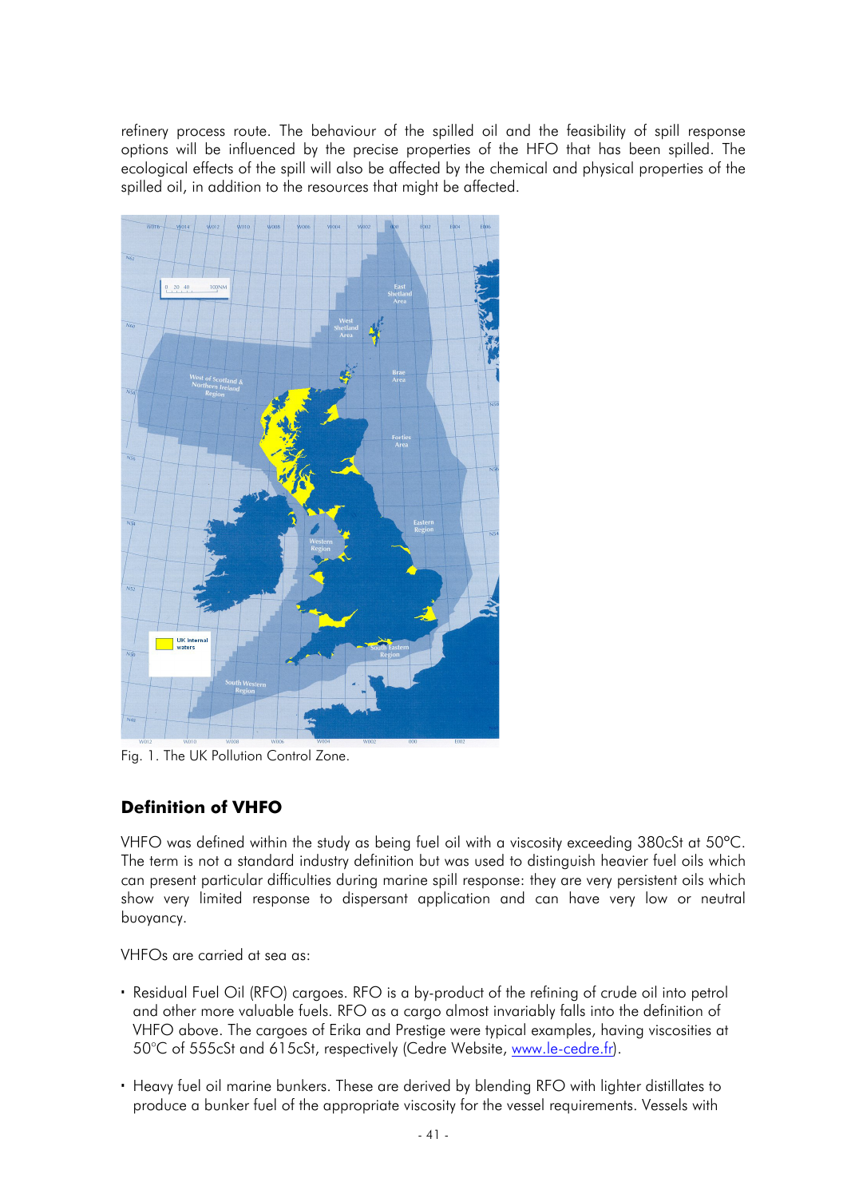refinery process route. The behaviour of the spilled oil and the feasibility of spill response options will be influenced by the precise properties of the HFO that has been spilled. The ecological effects of the spill will also be affected by the chemical and physical properties of the spilled oil, in addition to the resources that might be affected.

Fig. 1. The UK Pollution Control Zone.

## Definition of VHFO

VHFO was defined within the study as being fuel oil with a viscosity exceeding 380cSt at 50°C. The term is not a standard industry definition but was used to distinguish heavier fuel oils which can present particular difficulties during marine spill response: they are very persistent oils which show very limited response to dispersant application and can have very low or neutral buoyancy.

VHFOs are carried at sea as:

- Residual Fuel Oil (RFO) cargoes. RFO is a by-product of the refining of crude oil into petrol and other more valuable fuels. RFO as a cargo almost invariably falls into the definition of VHFO above. The cargoes of Erika and Prestige were typical examples, having viscosities at 50°C of 555cSt and 615cSt, respectively (Cedre Website, www.le-cedre.fr).

- Heavy fuel oil marine bunkers. These are derived by blending RFO with lighter distillates to produce a bunker fuel of the appropriate viscosity for the vessel requirements. Vessels with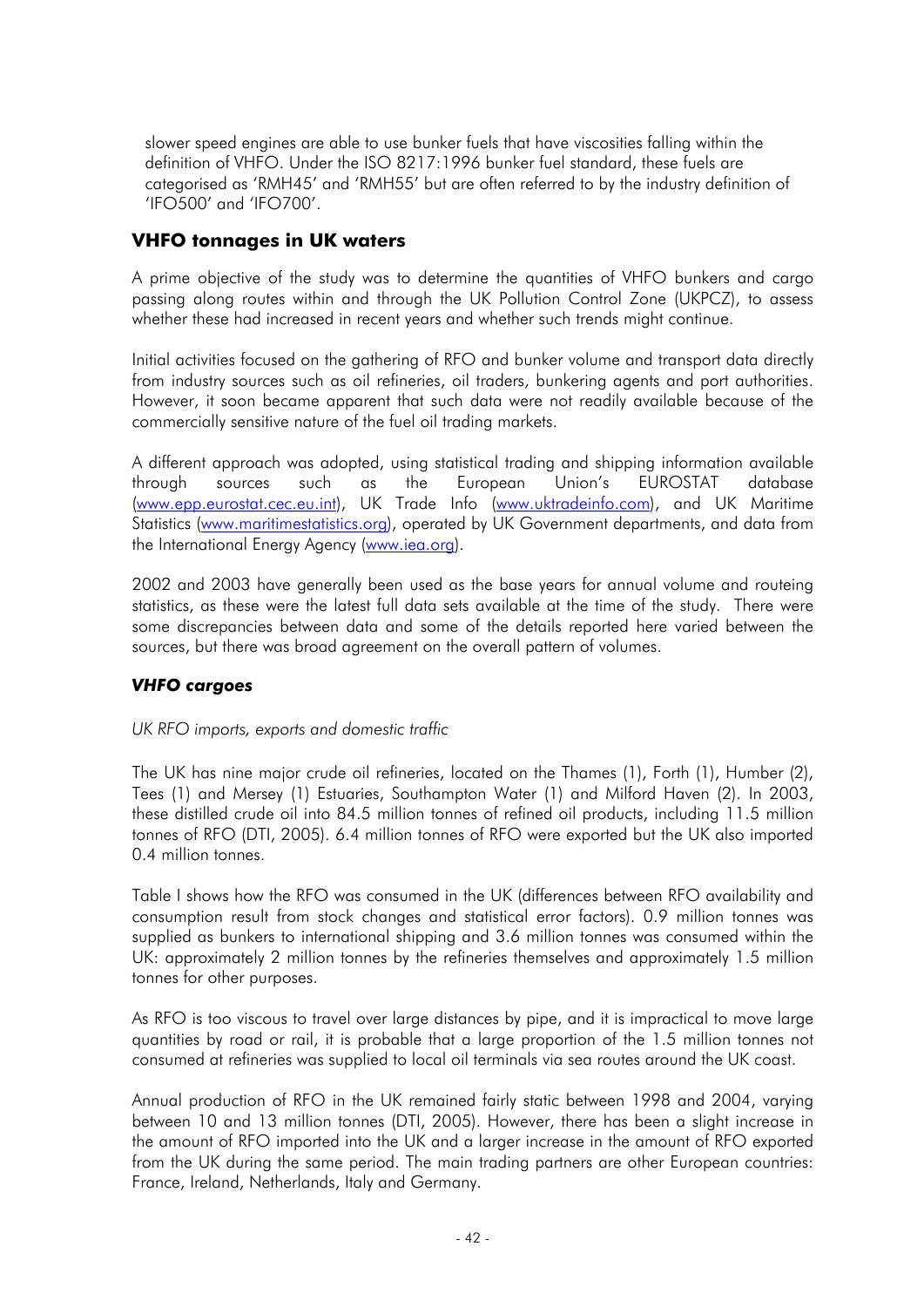slower speed engines are able to use bunker fuels that have viscosities falling within the definition of VHFO. Under the ISO 8217:1996 bunker fuel standard, these fuels are categorised as 'RMH45' and 'RMH55' but are often referred to by the industry definition of 'IFO500' and 'IFO700'.

## VHFO tonnages in UK waters

A prime objective of the study was to determine the quantities of VHFO bunkers and cargo passing along routes within and through the UK Pollution Control Zone (UKPCZ), to assess whether these had increased in recent years and whether such trends might continue.

Initial activities focused on the gathering of RFO and bunker volume and transport data directly from industry sources such as oil refineries, oil traders, bunkering agents and port authorities. However, it soon became apparent that such data were not readily available because of the commercially sensitive nature of the fuel oil trading markets.

A different approach was adopted, using statistical trading and shipping information available through sources such as the European Union's EUROSTAT database (www.epp.eurostat.cec.eu.int), UK Trade Info (www.uktradeinfo.com), and UK Maritime Statistics (www.maritimestatistics.org), operated by UK Government departments, and data from the International Energy Agency (www.iea.org).

2002 and 2003 have generally been used as the base years for annual volume and routeing statistics, as these were the latest full data sets available at the time of the study. There were some discrepancies between data and some of the details reported here varied between the sources, but there was broad agreement on the overall pattern of volumes.

### *VHFO cargoes*

*UK RFO imports, exports and domestic traffic*

The UK has nine major crude oil refineries, located on the Thames (1), Forth (1), Humber (2), Tees (1) and Mersey (1) Estuaries, Southampton Water (1) and Milford Haven (2). In 2003, these distilled crude oil into 84.5 million tonnes of refined oil products, including 11.5 million tonnes of RFO (DTI, 2005). 6.4 million tonnes of RFO were exported but the UK also imported 0.4 million tonnes.

Table I shows how the RFO was consumed in the UK (differences between RFO availability and consumption result from stock changes and statistical error factors). 0.9 million tonnes was supplied as bunkers to international shipping and 3.6 million tonnes was consumed within the UK: approximately 2 million tonnes by the refineries themselves and approximately 1.5 million tonnes for other purposes.

As RFO is too viscous to travel over large distances by pipe, and it is impractical to move large quantities by road or rail, it is probable that a large proportion of the 1.5 million tonnes not consumed at refineries was supplied to local oil terminals via sea routes around the UK coast.

Annual production of RFO in the UK remained fairly static between 1998 and 2004, varying between 10 and 13 million tonnes (DTI, 2005). However, there has been a slight increase in the amount of RFO imported into the UK and a larger increase in the amount of RFO exported from the UK during the same period. The main trading partners are other European countries: France, Ireland, Netherlands, Italy and Germany.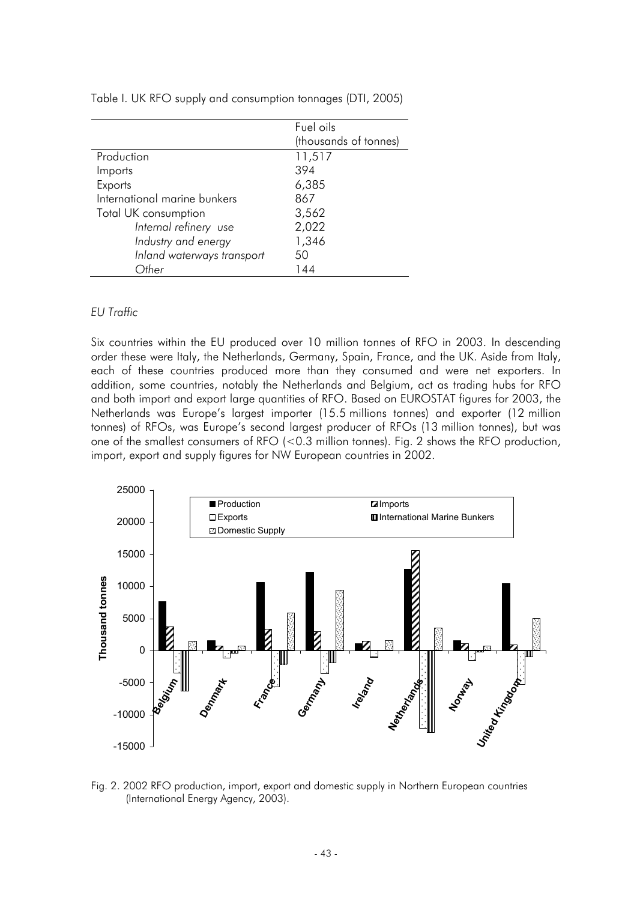Table I. UK RFO supply and consumption tonnages (DTI, 2005)

| | Fuel oils (thousands of tonnes) |
|---|---|
| Production | 11,517 |
| Imports | 394 |
| Exports | 6,385 |
| International marine bunkers | 867 |
| Total UK consumption | 3,562 |
| *Internal refinery use* | 2,022 |
| *Industry and energy* | 1,346 |
| *Inland waterways transport* | 50 |
| *Other* | 144 |

*EU Traffic*

Six countries within the EU produced over 10 million tonnes of RFO in 2003. In descending order these were Italy, the Netherlands, Germany, Spain, France, and the UK. Aside from Italy, each of these countries produced more than they consumed and were net exporters. In addition, some countries, notably the Netherlands and Belgium, act as trading hubs for RFO and both import and export large quantities of RFO. Based on EUROSTAT figures for 2003, the Netherlands was Europe's largest importer (15.5 millions tonnes) and exporter (12 million tonnes) of RFOs, was Europe's second largest producer of RFOs (13 million tonnes), but was one of the smallest consumers of RFO (<0.3 million tonnes). Fig. 2 shows the RFO production, import, export and supply figures for NW European countries in 2002.

Fig. 2. 2002 RFO production, import, export and domestic supply in Northern European countries (International Energy Agency, 2003).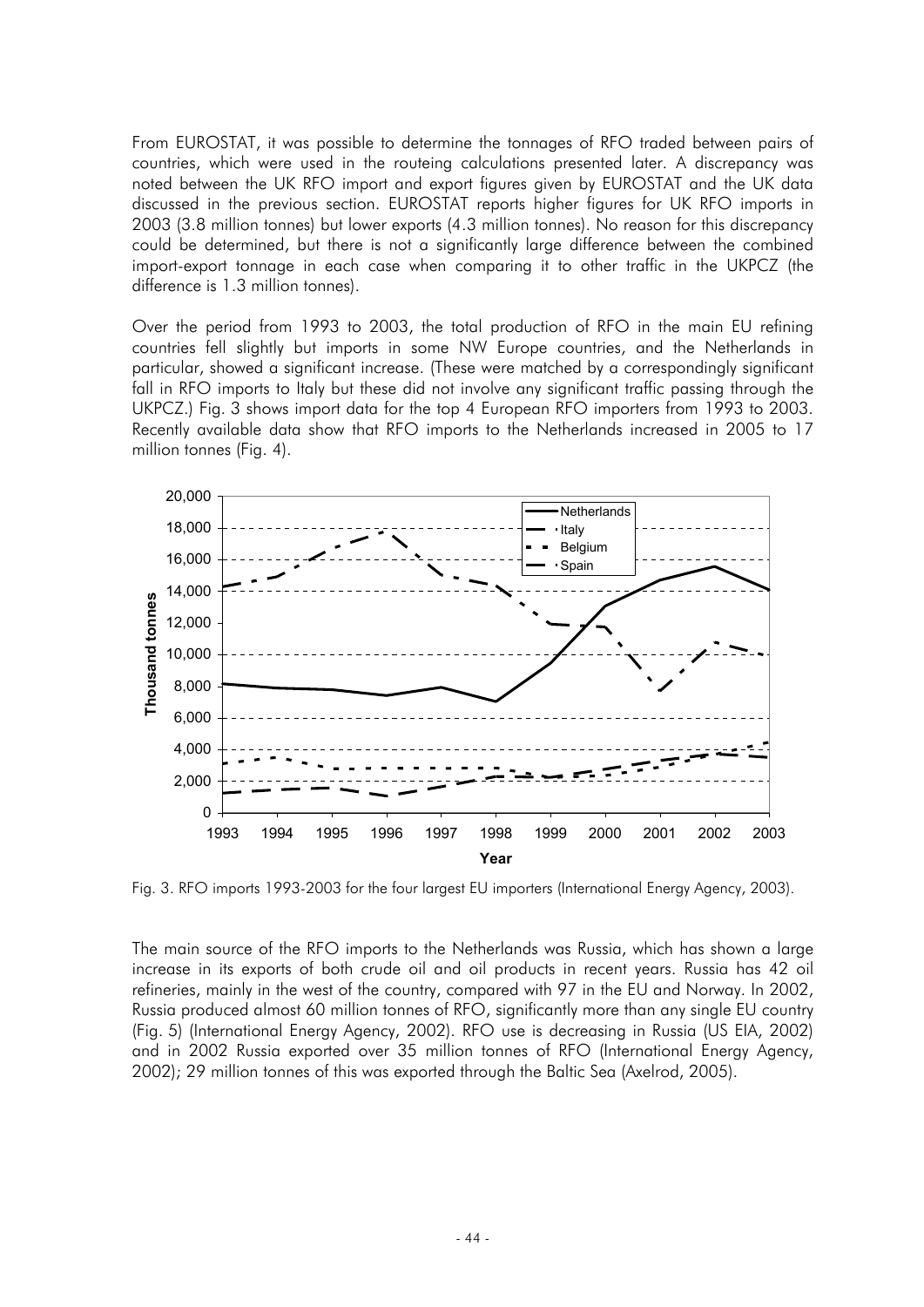From EUROSTAT, it was possible to determine the tonnages of RFO traded between pairs of countries, which were used in the routeing calculations presented later. A discrepancy was noted between the UK RFO import and export figures given by EUROSTAT and the UK data discussed in the previous section. EUROSTAT reports higher figures for UK RFO imports in 2003 (3.8 million tonnes) but lower exports (4.3 million tonnes). No reason for this discrepancy could be determined, but there is not a significantly large difference between the combined import-export tonnage in each case when comparing it to other traffic in the UKPCZ (the difference is 1.3 million tonnes).

Over the period from 1993 to 2003, the total production of RFO in the main EU refining countries fell slightly but imports in some NW Europe countries, and the Netherlands in particular, showed a significant increase. (These were matched by a correspondingly significant fall in RFO imports to Italy but these did not involve any significant traffic passing through the UKPCZ.) Fig. 3 shows import data for the top 4 European RFO importers from 1993 to 2003. Recently available data show that RFO imports to the Netherlands increased in 2005 to 17 million tonnes (Fig. 4).

Fig. 3. RFO imports 1993-2003 for the four largest EU importers (International Energy Agency, 2003).

The main source of the RFO imports to the Netherlands was Russia, which has shown a large increase in its exports of both crude oil and oil products in recent years. Russia has 42 oil refineries, mainly in the west of the country, compared with 97 in the EU and Norway. In 2002, Russia produced almost 60 million tonnes of RFO, significantly more than any single EU country (Fig. 5) (International Energy Agency, 2002). RFO use is decreasing in Russia (US EIA, 2002) and in 2002 Russia exported over 35 million tonnes of RFO (International Energy Agency, 2002); 29 million tonnes of this was exported through the Baltic Sea (Axelrod, 2005).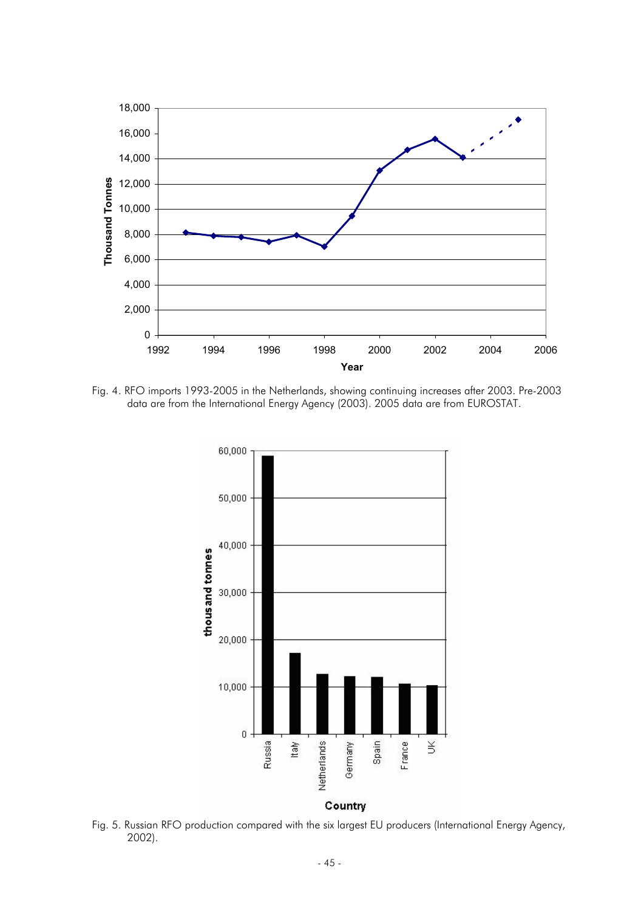Fig. 4. RFO imports 1993-2005 in the Netherlands, showing continuing increases after 2003. Pre-2003 data are from the International Energy Agency (2003). 2005 data are from EUROSTAT.

Fig. 5. Russian RFO production compared with the six largest EU producers (International Energy Agency, 2002).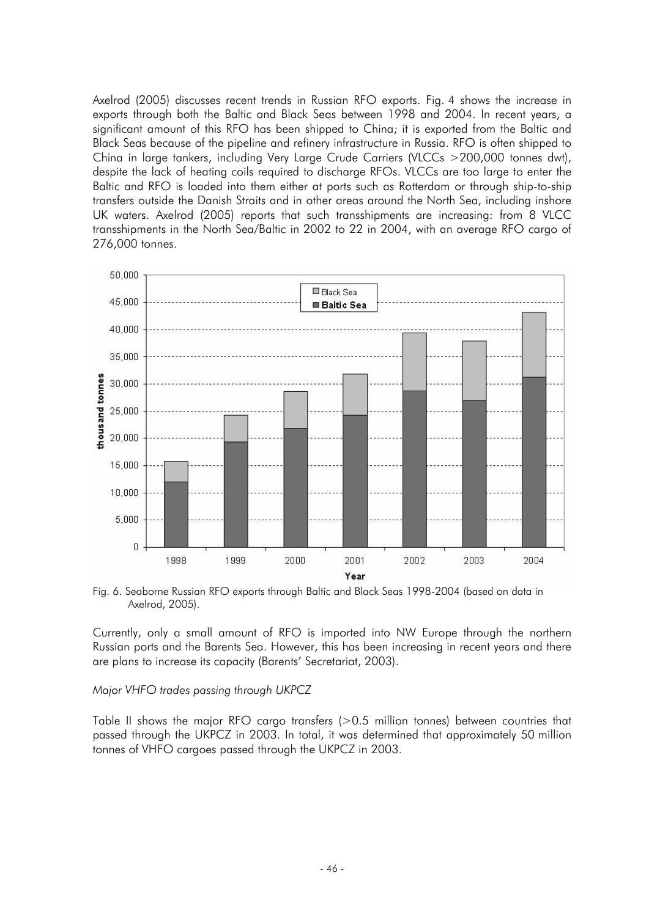Axelrod (2005) discusses recent trends in Russian RFO exports. Fig. 4 shows the increase in exports through both the Baltic and Black Seas between 1998 and 2004. In recent years, a significant amount of this RFO has been shipped to China; it is exported from the Baltic and Black Seas because of the pipeline and refinery infrastructure in Russia. RFO is often shipped to China in large tankers, including Very Large Crude Carriers (VLCCs >200,000 tonnes dwt), despite the lack of heating coils required to discharge RFOs. VLCCs are too large to enter the Baltic and RFO is loaded into them either at ports such as Rotterdam or through ship-to-ship transfers outside the Danish Straits and in other areas around the North Sea, including inshore UK waters. Axelrod (2005) reports that such transshipments are increasing: from 8 VLCC transshipments in the North Sea/Baltic in 2002 to 22 in 2004, with an average RFO cargo of 276,000 tonnes.

Fig. 6. Seaborne Russian RFO exports through Baltic and Black Seas 1998-2004 (based on data in Axelrod, 2005).

Currently, only a small amount of RFO is imported into NW Europe through the northern Russian ports and the Barents Sea. However, this has been increasing in recent years and there are plans to increase its capacity (Barents' Secretariat, 2003).

*Major VHFO trades passing through UKPCZ*

Table II shows the major RFO cargo transfers (>0.5 million tonnes) between countries that passed through the UKPCZ in 2003. In total, it was determined that approximately 50 million tonnes of VHFO cargoes passed through the UKPCZ in 2003.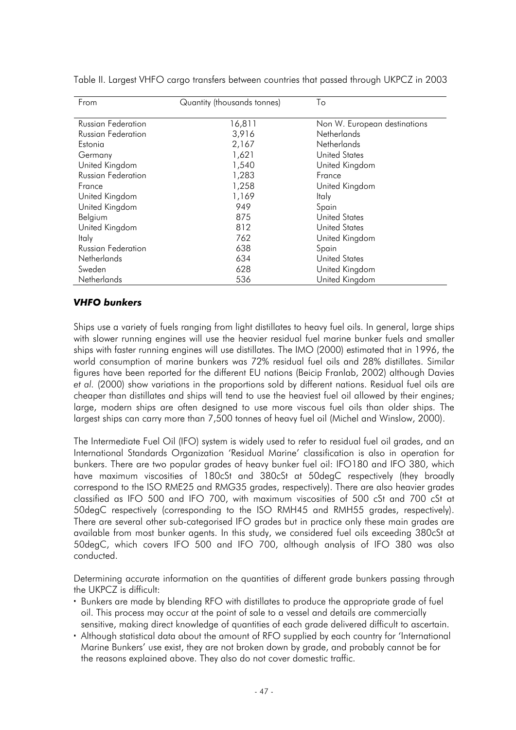Table II. Largest VHFO cargo transfers between countries that passed through UKPCZ in 2003

| From | Quantity (thousands tonnes) | To |
| --- | --- | --- |
| Russian Federation | 16,811 | Non W. European destinations |
| Russian Federation | 3,916 | Netherlands |
| Estonia | 2,167 | Netherlands |
| Germany | 1,621 | United States |
| United Kingdom | 1,540 | United Kingdom |
| Russian Federation | 1,283 | France |
| France | 1,258 | United Kingdom |
| United Kingdom | 1,169 | Italy |
| United Kingdom | 949 | Spain |
| Belgium | 875 | United States |
| United Kingdom | 812 | United States |
| Italy | 762 | United Kingdom |
| Russian Federation | 638 | Spain |
| Netherlands | 634 | United States |
| Sweden | 628 | United Kingdom |
| Netherlands | 536 | United Kingdom |

### *VHFO bunkers*

Ships use a variety of fuels ranging from light distillates to heavy fuel oils. In general, large ships with slower running engines will use the heavier residual fuel marine bunker fuels and smaller ships with faster running engines will use distillates. The IMO (2000) estimated that in 1996, the world consumption of marine bunkers was 72% residual fuel oils and 28% distillates. Similar figures have been reported for the different EU nations (Beicip Franlab, 2002) although Davies *et al.* (2000) show variations in the proportions sold by different nations. Residual fuel oils are cheaper than distillates and ships will tend to use the heaviest fuel oil allowed by their engines; large, modern ships are often designed to use more viscous fuel oils than older ships. The largest ships can carry more than 7,500 tonnes of heavy fuel oil (Michel and Winslow, 2000).

The Intermediate Fuel Oil (IFO) system is widely used to refer to residual fuel oil grades, and an International Standards Organization 'Residual Marine' classification is also in operation for bunkers. There are two popular grades of heavy bunker fuel oil: IFO180 and IFO 380, which have maximum viscosities of 180cSt and 380cSt at 50degC respectively (they broadly correspond to the ISO RME25 and RMG35 grades, respectively). There are also heavier grades classified as IFO 500 and IFO 700, with maximum viscosities of 500 cSt and 700 cSt at 50degC respectively (corresponding to the ISO RMH45 and RMH55 grades, respectively). There are several other sub-categorised IFO grades but in practice only these main grades are available from most bunker agents. In this study, we considered fuel oils exceeding 380cSt at 50degC, which covers IFO 500 and IFO 700, although analysis of IFO 380 was also conducted.

Determining accurate information on the quantities of different grade bunkers passing through the UKPCZ is difficult:

- Bunkers are made by blending RFO with distillates to produce the appropriate grade of fuel oil. This process may occur at the point of sale to a vessel and details are commercially sensitive, making direct knowledge of quantities of each grade delivered difficult to ascertain.
- Although statistical data about the amount of RFO supplied by each country for 'International Marine Bunkers' use exist, they are not broken down by grade, and probably cannot be for the reasons explained above. They also do not cover domestic traffic.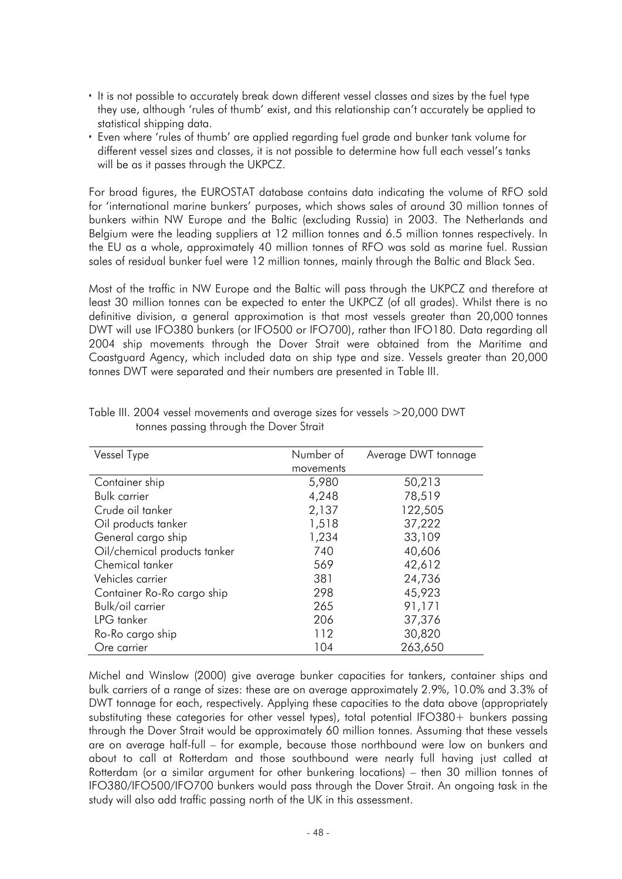- It is not possible to accurately break down different vessel classes and sizes by the fuel type they use, although 'rules of thumb' exist, and this relationship can't accurately be applied to statistical shipping data.
- Even where 'rules of thumb' are applied regarding fuel grade and bunker tank volume for different vessel sizes and classes, it is not possible to determine how full each vessel's tanks will be as it passes through the UKPCZ.

For broad figures, the EUROSTAT database contains data indicating the volume of RFO sold for 'international marine bunkers' purposes, which shows sales of around 30 million tonnes of bunkers within NW Europe and the Baltic (excluding Russia) in 2003. The Netherlands and Belgium were the leading suppliers at 12 million tonnes and 6.5 million tonnes respectively. In the EU as a whole, approximately 40 million tonnes of RFO was sold as marine fuel. Russian sales of residual bunker fuel were 12 million tonnes, mainly through the Baltic and Black Sea.

Most of the traffic in NW Europe and the Baltic will pass through the UKPCZ and therefore at least 30 million tonnes can be expected to enter the UKPCZ (of all grades). Whilst there is no definitive division, a general approximation is that most vessels greater than 20,000 tonnes DWT will use IFO380 bunkers (or IFO500 or IFO700), rather than IFO180. Data regarding all 2004 ship movements through the Dover Strait were obtained from the Maritime and Coastguard Agency, which included data on ship type and size. Vessels greater than 20,000 tonnes DWT were separated and their numbers are presented in Table III.

Table III. 2004 vessel movements and average sizes for vessels >20,000 DWT tonnes passing through the Dover Strait

| Vessel Type | Number of movements | Average DWT tonnage |
|---|---|---|
| Container ship | 5,980 | 50,213 |
| Bulk carrier | 4,248 | 78,519 |
| Crude oil tanker | 2,137 | 122,505 |
| Oil products tanker | 1,518 | 37,222 |
| General cargo ship | 1,234 | 33,109 |
| Oil/chemical products tanker | 740 | 40,606 |
| Chemical tanker | 569 | 42,612 |
| Vehicles carrier | 381 | 24,736 |
| Container Ro-Ro cargo ship | 298 | 45,923 |
| Bulk/oil carrier | 265 | 91,171 |
| LPG tanker | 206 | 37,376 |
| Ro-Ro cargo ship | 112 | 30,820 |
| Ore carrier | 104 | 263,650 |

Michel and Winslow (2000) give average bunker capacities for tankers, container ships and bulk carriers of a range of sizes: these are on average approximately 2.9%, 10.0% and 3.3% of DWT tonnage for each, respectively. Applying these capacities to the data above (appropriately substituting these categories for other vessel types), total potential IFO380+ bunkers passing through the Dover Strait would be approximately 60 million tonnes. Assuming that these vessels are on average half-full – for example, because those northbound were low on bunkers and about to call at Rotterdam and those southbound were nearly full having just called at Rotterdam (or a similar argument for other bunkering locations) – then 30 million tonnes of IFO380/IFO500/IFO700 bunkers would pass through the Dover Strait. An ongoing task in the study will also add traffic passing north of the UK in this assessment.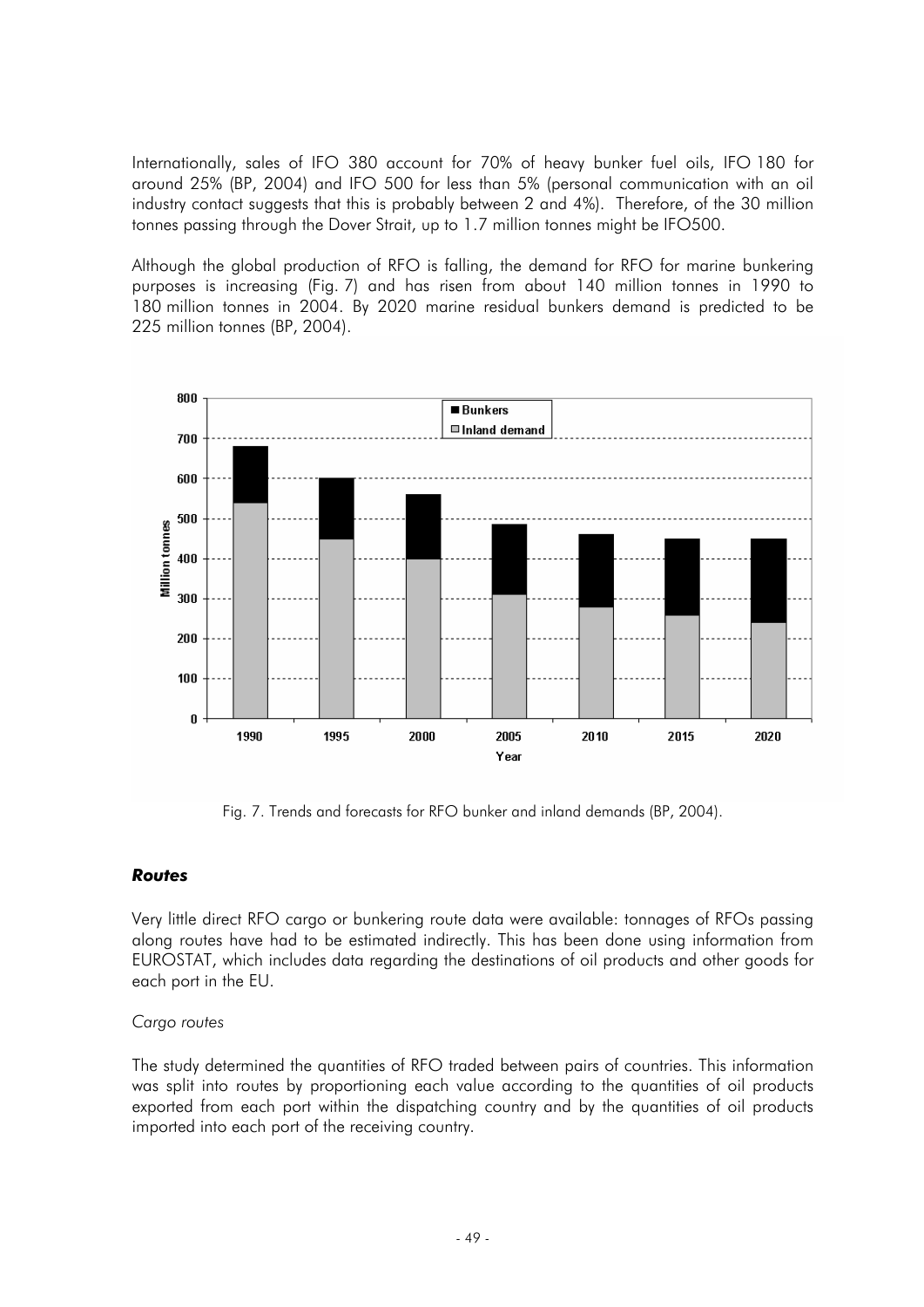Internationally, sales of IFO 380 account for 70% of heavy bunker fuel oils, IFO 180 for around 25% (BP, 2004) and IFO 500 for less than 5% (personal communication with an oil industry contact suggests that this is probably between 2 and 4%). Therefore, of the 30 million tonnes passing through the Dover Strait, up to 1.7 million tonnes might be IFO500.

Although the global production of RFO is falling, the demand for RFO for marine bunkering purposes is increasing (Fig. 7) and has risen from about 140 million tonnes in 1990 to 180 million tonnes in 2004. By 2020 marine residual bunkers demand is predicted to be 225 million tonnes (BP, 2004).

Fig. 7. Trends and forecasts for RFO bunker and inland demands (BP, 2004).

### *Routes*

Very little direct RFO cargo or bunkering route data were available: tonnages of RFOs passing along routes have had to be estimated indirectly. This has been done using information from EUROSTAT, which includes data regarding the destinations of oil products and other goods for each port in the EU.

*Cargo routes*

The study determined the quantities of RFO traded between pairs of countries. This information was split into routes by proportioning each value according to the quantities of oil products exported from each port within the dispatching country and by the quantities of oil products imported into each port of the receiving country.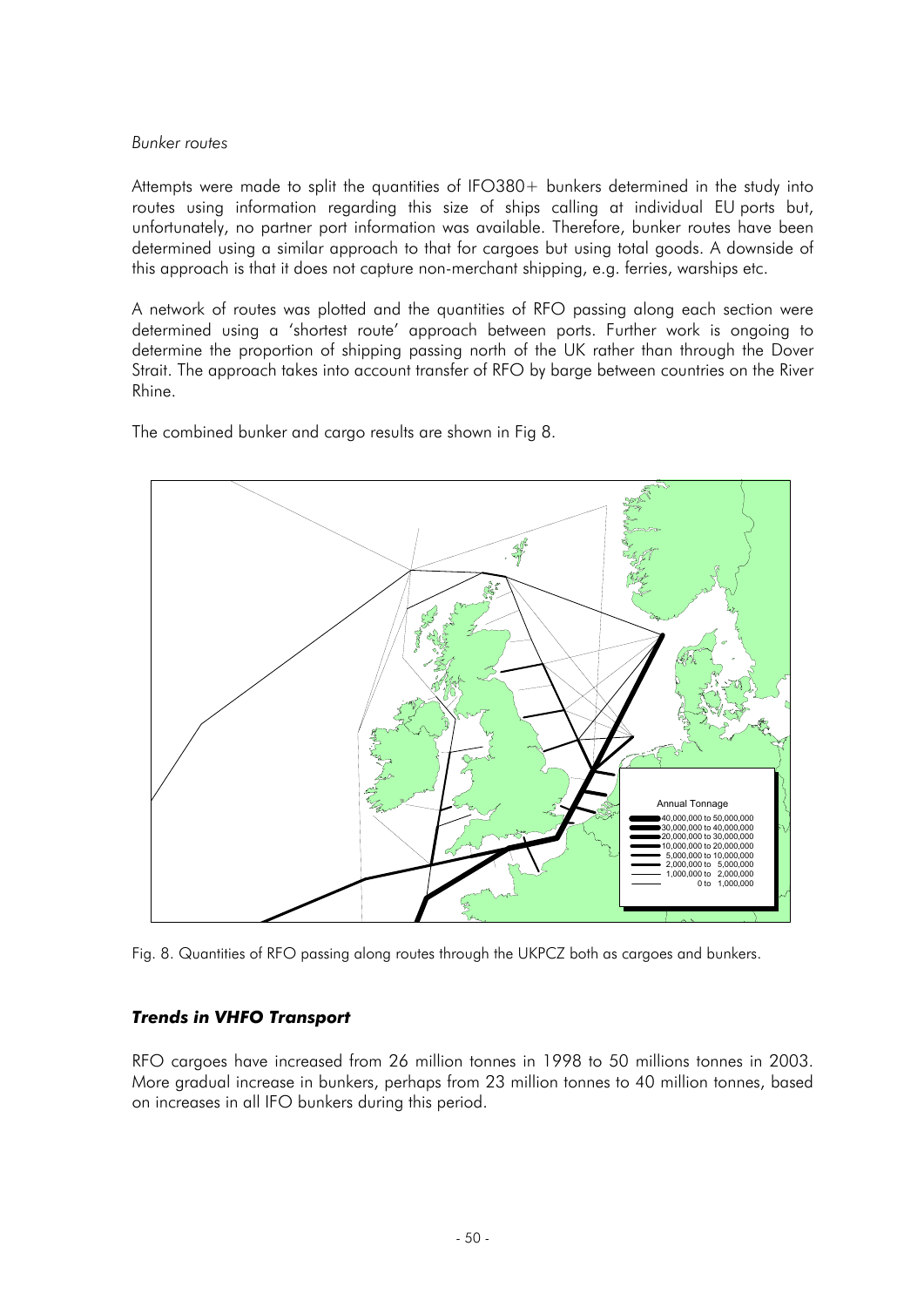*Bunker routes*

Attempts were made to split the quantities of IFO380+ bunkers determined in the study into routes using information regarding this size of ships calling at individual EU ports but, unfortunately, no partner port information was available. Therefore, bunker routes have been determined using a similar approach to that for cargoes but using total goods. A downside of this approach is that it does not capture non-merchant shipping, e.g. ferries, warships etc.

A network of routes was plotted and the quantities of RFO passing along each section were determined using a 'shortest route' approach between ports. Further work is ongoing to determine the proportion of shipping passing north of the UK rather than through the Dover Strait. The approach takes into account transfer of RFO by barge between countries on the River Rhine.

The combined bunker and cargo results are shown in Fig 8.

Fig. 8. Quantities of RFO passing along routes through the UKPCZ both as cargoes and bunkers.

### ***Trends in VHFO Transport***

RFO cargoes have increased from 26 million tonnes in 1998 to 50 millions tonnes in 2003. More gradual increase in bunkers, perhaps from 23 million tonnes to 40 million tonnes, based on increases in all IFO bunkers during this period.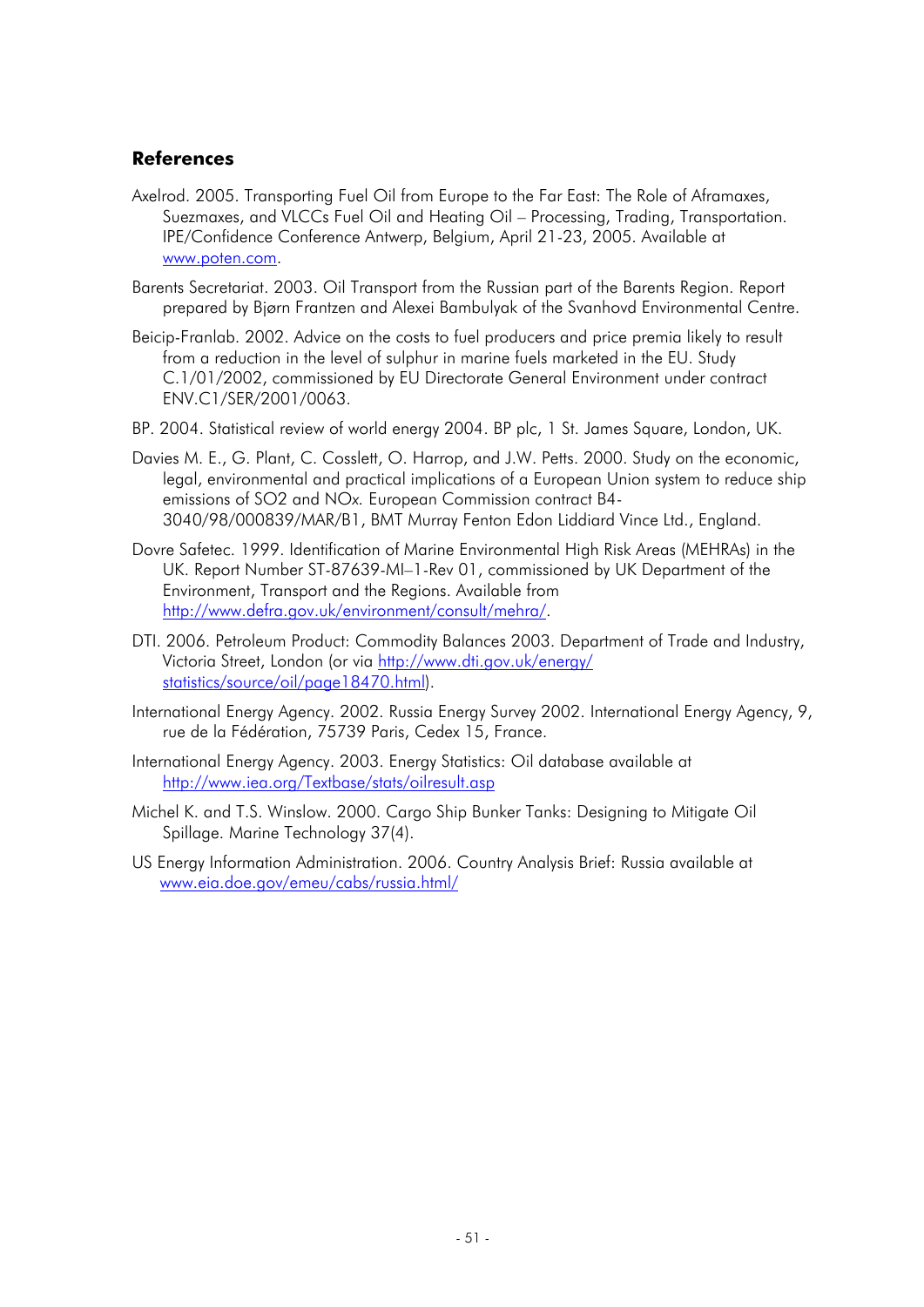## References

Axelrod. 2005. Transporting Fuel Oil from Europe to the Far East: The Role of Aframaxes, Suezmaxes, and VLCCs Fuel Oil and Heating Oil – Processing, Trading, Transportation. IPE/Confidence Conference Antwerp, Belgium, April 21-23, 2005. Available at www.poten.com.

Barents Secretariat. 2003. Oil Transport from the Russian part of the Barents Region. Report prepared by Bjørn Frantzen and Alexei Bambulyak of the Svanhovd Environmental Centre.

Beicip-Franlab. 2002. Advice on the costs to fuel producers and price premia likely to result from a reduction in the level of sulphur in marine fuels marketed in the EU. Study C.1/01/2002, commissioned by EU Directorate General Environment under contract ENV.C1/SER/2001/0063.

BP. 2004. Statistical review of world energy 2004. BP plc, 1 St. James Square, London, UK.

Davies M. E., G. Plant, C. Cosslett, O. Harrop, and J.W. Petts. 2000. Study on the economic, legal, environmental and practical implications of a European Union system to reduce ship emissions of SO2 and NOx. European Commission contract B4-3040/98/000839/MAR/B1, BMT Murray Fenton Edon Liddiard Vince Ltd., England.

Dovre Safetec. 1999. Identification of Marine Environmental High Risk Areas (MEHRAs) in the UK. Report Number ST-87639-MI–1-Rev 01, commissioned by UK Department of the Environment, Transport and the Regions. Available from http://www.defra.gov.uk/environment/consult/mehra/.

DTI. 2006. Petroleum Product: Commodity Balances 2003. Department of Trade and Industry, Victoria Street, London (or via http://www.dti.gov.uk/energy/statistics/source/oil/page18470.html).

International Energy Agency. 2002. Russia Energy Survey 2002. International Energy Agency, 9, rue de la Fédération, 75739 Paris, Cedex 15, France.

International Energy Agency. 2003. Energy Statistics: Oil database available at http://www.iea.org/Textbase/stats/oilresult.asp

Michel K. and T.S. Winslow. 2000. Cargo Ship Bunker Tanks: Designing to Mitigate Oil Spillage. Marine Technology 37(4).

US Energy Information Administration. 2006. Country Analysis Brief: Russia available at www.eia.doe.gov/emeu/cabs/russia.html/